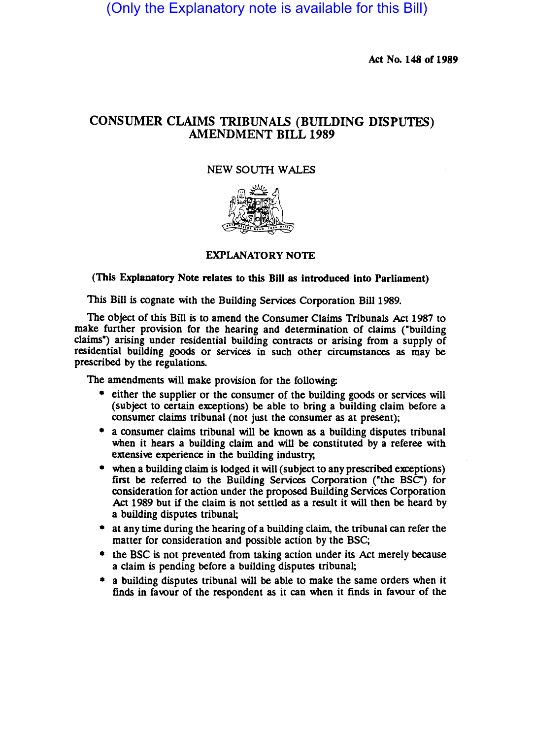(Only the Explanatory note is available for this Bill)

**Act No. 148 of 1989**

# CONSUMER CLAIMS TRIBUNALS (BUILDING DISPUTES) AMENDMENT BILL 1989

NEW SOUTH WALES

## EXPLANATORY NOTE

**(This Explanatory Note relates to this Bill as introduced into Parliament)**

This Bill is cognate with the Building Services Corporation Bill 1989.

The object of this Bill is to amend the Consumer Claims Tribunals Act 1987 to make further provision for the hearing and determination of claims ("building claims") arising under residential building contracts or arising from a supply of residential building goods or services in such other circumstances as may be prescribed by the regulations.

The amendments will make provision for the following:

- either the supplier or the consumer of the building goods or services will (subject to certain exceptions) be able to bring a building claim before a consumer claims tribunal (not just the consumer as at present);
- a consumer claims tribunal will be known as a building disputes tribunal when it hears a building claim and will be constituted by a referee with extensive experience in the building industry;
- when a building claim is lodged it will (subject to any prescribed exceptions) first be referred to the Building Services Corporation ("the BSC") for consideration for action under the proposed Building Services Corporation Act 1989 but if the claim is not settled as a result it will then be heard by a building disputes tribunal;
- at any time during the hearing of a building claim, the tribunal can refer the matter for consideration and possible action by the BSC;
- the BSC is not prevented from taking action under its Act merely because a claim is pending before a building disputes tribunal;
- a building disputes tribunal will be able to make the same orders when it finds in favour of the respondent as it can when it finds in favour of the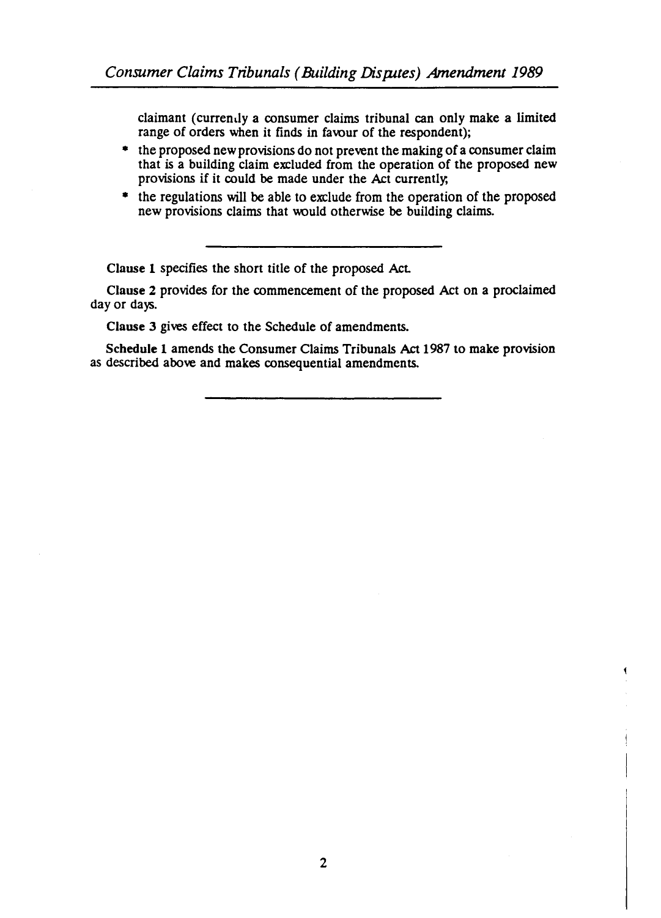claimant (currently a consumer claims tribunal can only make a limited range of orders when it finds in favour of the respondent);

- the proposed new provisions do not prevent the making of a consumer claim that is a building claim excluded from the operation of the proposed new provisions if it could be made under the Act currently;
- the regulations will be able to exclude from the operation of the proposed new provisions claims that would otherwise be building claims.

---

**Clause 1** specifies the short title of the proposed Act.

**Clause 2** provides for the commencement of the proposed Act on a proclaimed day or days.

**Clause 3** gives effect to the Schedule of amendments.

**Schedule 1** amends the Consumer Claims Tribunals Act 1987 to make provision as described above and makes consequential amendments.

---